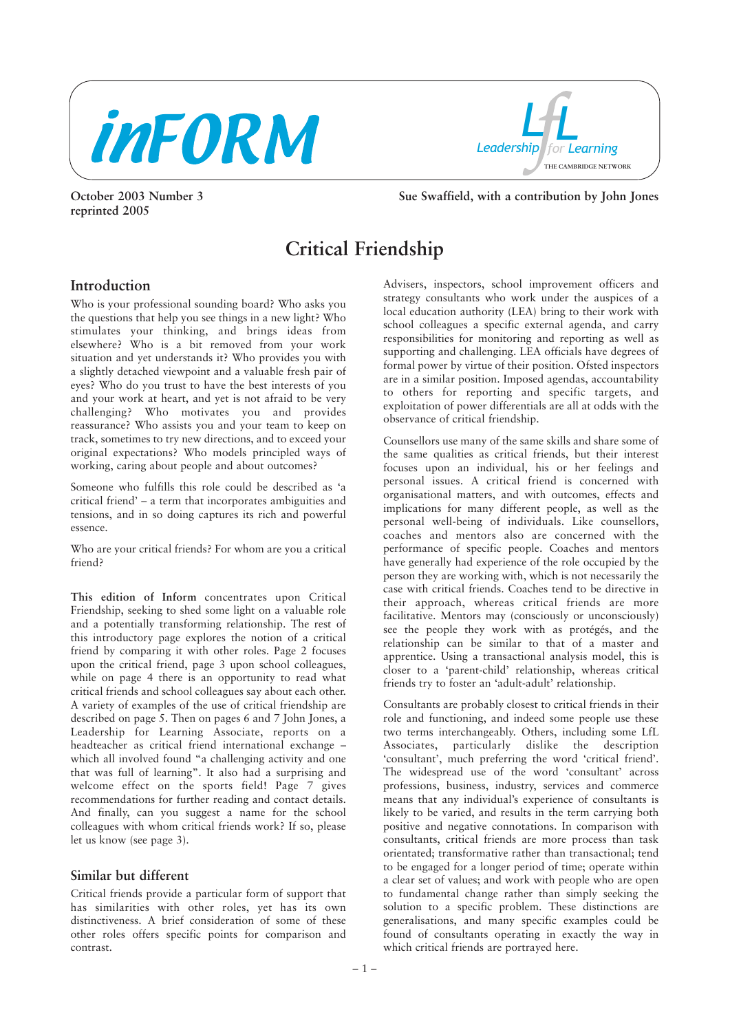inFORM

Leadership for Learning – THE CAMBRIDGE NETWORK

October 2003 Number 3
reprinted 2005

Sue Swaffield, with a contribution by John Jones

# Critical Friendship

## Introduction

Who is your professional sounding board? Who asks you the questions that help you see things in a new light? Who stimulates your thinking, and brings ideas from elsewhere? Who is a bit removed from your work situation and yet understands it? Who provides you with a slightly detached viewpoint and a valuable fresh pair of eyes? Who do you trust to have the best interests of you and your work at heart, and yet is not afraid to be very challenging? Who motivates you and provides reassurance? Who assists you and your team to keep on track, sometimes to try new directions, and to exceed your original expectations? Who models principled ways of working, caring about people and about outcomes?

Someone who fulfills this role could be described as 'a critical friend' – a term that incorporates ambiguities and tensions, and in so doing captures its rich and powerful essence.

Who are your critical friends? For whom are you a critical friend?

**This edition of Inform** concentrates upon Critical Friendship, seeking to shed some light on a valuable role and a potentially transforming relationship. The rest of this introductory page explores the notion of a critical friend by comparing it with other roles. Page 2 focuses upon the critical friend, page 3 upon school colleagues, while on page 4 there is an opportunity to read what critical friends and school colleagues say about each other. A variety of examples of the use of critical friendship are described on page 5. Then on pages 6 and 7 John Jones, a Leadership for Learning Associate, reports on a headteacher as critical friend international exchange – which all involved found "a challenging activity and one that was full of learning". It also had a surprising and welcome effect on the sports field! Page 7 gives recommendations for further reading and contact details. And finally, can you suggest a name for the school colleagues with whom critical friends work? If so, please let us know (see page 3).

## Similar but different

Critical friends provide a particular form of support that has similarities with other roles, yet has its own distinctiveness. A brief consideration of some of these other roles offers specific points for comparison and contrast.

Advisers, inspectors, school improvement officers and strategy consultants who work under the auspices of a local education authority (LEA) bring to their work with school colleagues a specific external agenda, and carry responsibilities for monitoring and reporting as well as supporting and challenging. LEA officials have degrees of formal power by virtue of their position. Ofsted inspectors are in a similar position. Imposed agendas, accountability to others for reporting and specific targets, and exploitation of power differentials are all at odds with the observance of critical friendship.

Counsellors use many of the same skills and share some of the same qualities as critical friends, but their interest focuses upon an individual, his or her feelings and personal issues. A critical friend is concerned with organisational matters, and with outcomes, effects and implications for many different people, as well as the personal well-being of individuals. Like counsellors, coaches and mentors also are concerned with the performance of specific people. Coaches and mentors have generally had experience of the role occupied by the person they are working with, which is not necessarily the case with critical friends. Coaches tend to be directive in their approach, whereas critical friends are more facilitative. Mentors may (consciously or unconsciously) see the people they work with as protégés, and the relationship can be similar to that of a master and apprentice. Using a transactional analysis model, this is closer to a 'parent-child' relationship, whereas critical friends try to foster an 'adult-adult' relationship.

Consultants are probably closest to critical friends in their role and functioning, and indeed some people use these two terms interchangeably. Others, including some LfL Associates, particularly dislike the description 'consultant', much preferring the word 'critical friend'. The widespread use of the word 'consultant' across professions, business, industry, services and commerce means that any individual's experience of consultants is likely to be varied, and results in the term carrying both positive and negative connotations. In comparison with consultants, critical friends are more process than task orientated; transformative rather than transactional; tend to be engaged for a longer period of time; operate within a clear set of values; and work with people who are open to fundamental change rather than simply seeking the solution to a specific problem. These distinctions are generalisations, and many specific examples could be found of consultants operating in exactly the way in which critical friends are portrayed here.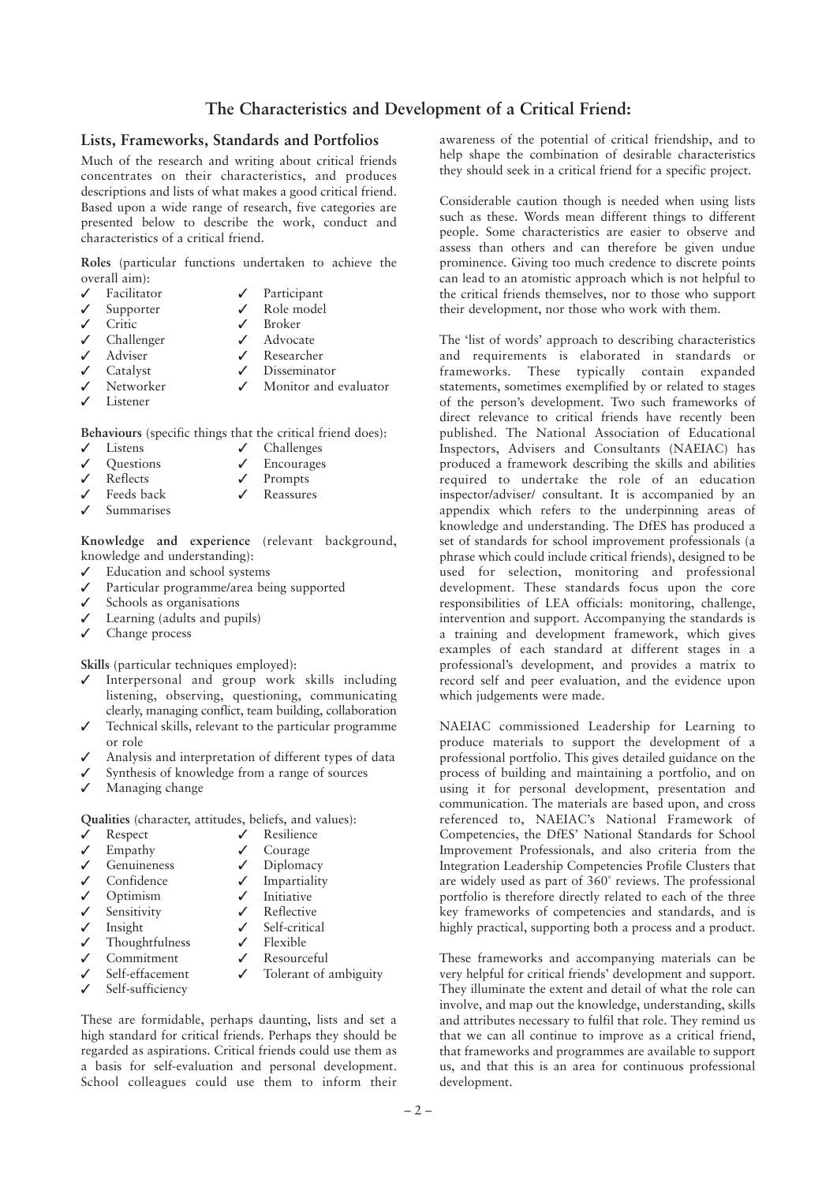# The Characteristics and Development of a Critical Friend:

## Lists, Frameworks, Standards and Portfolios

Much of the research and writing about critical friends concentrates on their characteristics, and produces descriptions and lists of what makes a good critical friend. Based upon a wide range of research, five categories are presented below to describe the work, conduct and characteristics of a critical friend.

**Roles** (particular functions undertaken to achieve the overall aim):

- ✓ Facilitator
- ✓ Supporter
- ✓ Critic
- ✓ Challenger
- ✓ Adviser
- ✓ Catalyst
- ✓ Networker
- ✓ Listener
- ✓ Participant
- ✓ Role model
- ✓ Broker
- ✓ Advocate
- ✓ Researcher
- ✓ Disseminator
- ✓ Monitor and evaluator

**Behaviours** (specific things that the critical friend does):

- ✓ Listens
- ✓ Questions
- ✓ Reflects
- ✓ Feeds back
- ✓ Summarises
- ✓ Challenges
- ✓ Encourages
- ✓ Prompts
- ✓ Reassures

**Knowledge and experience** (relevant background, knowledge and understanding):

- ✓ Education and school systems
- ✓ Particular programme/area being supported
- ✓ Schools as organisations
- ✓ Learning (adults and pupils)
- ✓ Change process

**Skills** (particular techniques employed):

- ✓ Interpersonal and group work skills including listening, observing, questioning, communicating clearly, managing conflict, team building, collaboration
- ✓ Technical skills, relevant to the particular programme or role
- ✓ Analysis and interpretation of different types of data
- ✓ Synthesis of knowledge from a range of sources
- ✓ Managing change

**Qualities** (character, attitudes, beliefs, and values):

- ✓ Respect
- ✓ Empathy
- ✓ Genuineness
- ✓ Confidence
- ✓ Optimism
- ✓ Sensitivity
- ✓ Insight
- ✓ Thoughtfulness
- ✓ Commitment
- ✓ Self-effacement
- ✓ Self-sufficiency
- ✓ Resilience
- ✓ Courage
- ✓ Diplomacy
- ✓ Impartiality
- ✓ Initiative
- ✓ Reflective
- ✓ Self-critical
- ✓ Flexible
- ✓ Resourceful
- ✓ Tolerant of ambiguity

These are formidable, perhaps daunting, lists and set a high standard for critical friends. Perhaps they should be regarded as aspirations. Critical friends could use them as a basis for self-evaluation and personal development. School colleagues could use them to inform their awareness of the potential of critical friendship, and to help shape the combination of desirable characteristics they should seek in a critical friend for a specific project.

Considerable caution though is needed when using lists such as these. Words mean different things to different people. Some characteristics are easier to observe and assess than others and can therefore be given undue prominence. Giving too much credence to discrete points can lead to an atomistic approach which is not helpful to the critical friends themselves, nor to those who support their development, nor those who work with them.

The 'list of words' approach to describing characteristics and requirements is elaborated in standards or frameworks. These typically contain expanded statements, sometimes exemplified by or related to stages of the person's development. Two such frameworks of direct relevance to critical friends have recently been published. The National Association of Educational Inspectors, Advisers and Consultants (NAEIAC) has produced a framework describing the skills and abilities required to undertake the role of an education inspector/adviser/ consultant. It is accompanied by an appendix which refers to the underpinning areas of knowledge and understanding. The DfES has produced a set of standards for school improvement professionals (a phrase which could include critical friends), designed to be used for selection, monitoring and professional development. These standards focus upon the core responsibilities of LEA officials: monitoring, challenge, intervention and support. Accompanying the standards is a training and development framework, which gives examples of each standard at different stages in a professional's development, and provides a matrix to record self and peer evaluation, and the evidence upon which judgements were made.

NAEIAC commissioned Leadership for Learning to produce materials to support the development of a professional portfolio. This gives detailed guidance on the process of building and maintaining a portfolio, and on using it for personal development, presentation and communication. The materials are based upon, and cross referenced to, NAEIAC's National Framework of Competencies, the DfES' National Standards for School Improvement Professionals, and also criteria from the Integration Leadership Competencies Profile Clusters that are widely used as part of 360° reviews. The professional portfolio is therefore directly related to each of the three key frameworks of competencies and standards, and is highly practical, supporting both a process and a product.

These frameworks and accompanying materials can be very helpful for critical friends' development and support. They illuminate the extent and detail of what the role can involve, and map out the knowledge, understanding, skills and attributes necessary to fulfil that role. They remind us that we can all continue to improve as a critical friend, that frameworks and programmes are available to support us, and that this is an area for continuous professional development.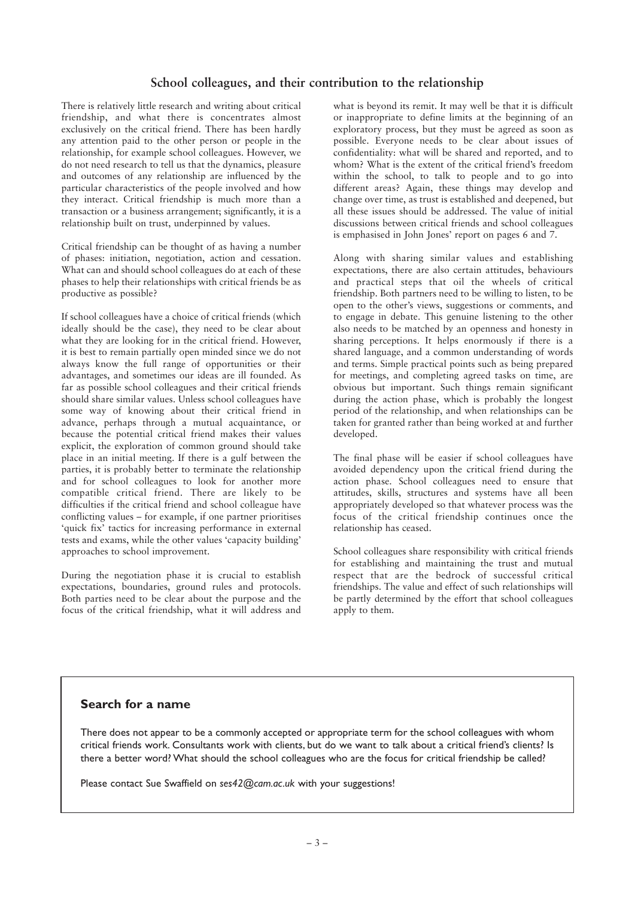## School colleagues, and their contribution to the relationship

There is relatively little research and writing about critical friendship, and what there is concentrates almost exclusively on the critical friend. There has been hardly any attention paid to the other person or people in the relationship, for example school colleagues. However, we do not need research to tell us that the dynamics, pleasure and outcomes of any relationship are influenced by the particular characteristics of the people involved and how they interact. Critical friendship is much more than a transaction or a business arrangement; significantly, it is a relationship built on trust, underpinned by values.

Critical friendship can be thought of as having a number of phases: initiation, negotiation, action and cessation. What can and should school colleagues do at each of these phases to help their relationships with critical friends be as productive as possible?

If school colleagues have a choice of critical friends (which ideally should be the case), they need to be clear about what they are looking for in the critical friend. However, it is best to remain partially open minded since we do not always know the full range of opportunities or their advantages, and sometimes our ideas are ill founded. As far as possible school colleagues and their critical friends should share similar values. Unless school colleagues have some way of knowing about their critical friend in advance, perhaps through a mutual acquaintance, or because the potential critical friend makes their values explicit, the exploration of common ground should take place in an initial meeting. If there is a gulf between the parties, it is probably better to terminate the relationship and for school colleagues to look for another more compatible critical friend. There are likely to be difficulties if the critical friend and school colleague have conflicting values – for example, if one partner prioritises 'quick fix' tactics for increasing performance in external tests and exams, while the other values 'capacity building' approaches to school improvement.

During the negotiation phase it is crucial to establish expectations, boundaries, ground rules and protocols. Both parties need to be clear about the purpose and the focus of the critical friendship, what it will address and what is beyond its remit. It may well be that it is difficult or inappropriate to define limits at the beginning of an exploratory process, but they must be agreed as soon as possible. Everyone needs to be clear about issues of confidentiality: what will be shared and reported, and to whom? What is the extent of the critical friend's freedom within the school, to talk to people and to go into different areas? Again, these things may develop and change over time, as trust is established and deepened, but all these issues should be addressed. The value of initial discussions between critical friends and school colleagues is emphasised in John Jones' report on pages 6 and 7.

Along with sharing similar values and establishing expectations, there are also certain attitudes, behaviours and practical steps that oil the wheels of critical friendship. Both partners need to be willing to listen, to be open to the other's views, suggestions or comments, and to engage in debate. This genuine listening to the other also needs to be matched by an openness and honesty in sharing perceptions. It helps enormously if there is a shared language, and a common understanding of words and terms. Simple practical points such as being prepared for meetings, and completing agreed tasks on time, are obvious but important. Such things remain significant during the action phase, which is probably the longest period of the relationship, and when relationships can be taken for granted rather than being worked at and further developed.

The final phase will be easier if school colleagues have avoided dependency upon the critical friend during the action phase. School colleagues need to ensure that attitudes, skills, structures and systems have all been appropriately developed so that whatever process was the focus of the critical friendship continues once the relationship has ceased.

School colleagues share responsibility with critical friends for establishing and maintaining the trust and mutual respect that are the bedrock of successful critical friendships. The value and effect of such relationships will be partly determined by the effort that school colleagues apply to them.

### Search for a name

There does not appear to be a commonly accepted or appropriate term for the school colleagues with whom critical friends work. Consultants work with clients, but do we want to talk about a critical friend's clients? Is there a better word? What should the school colleagues who are the focus for critical friendship be called?

Please contact Sue Swaffield on *ses42@cam.ac.uk* with your suggestions!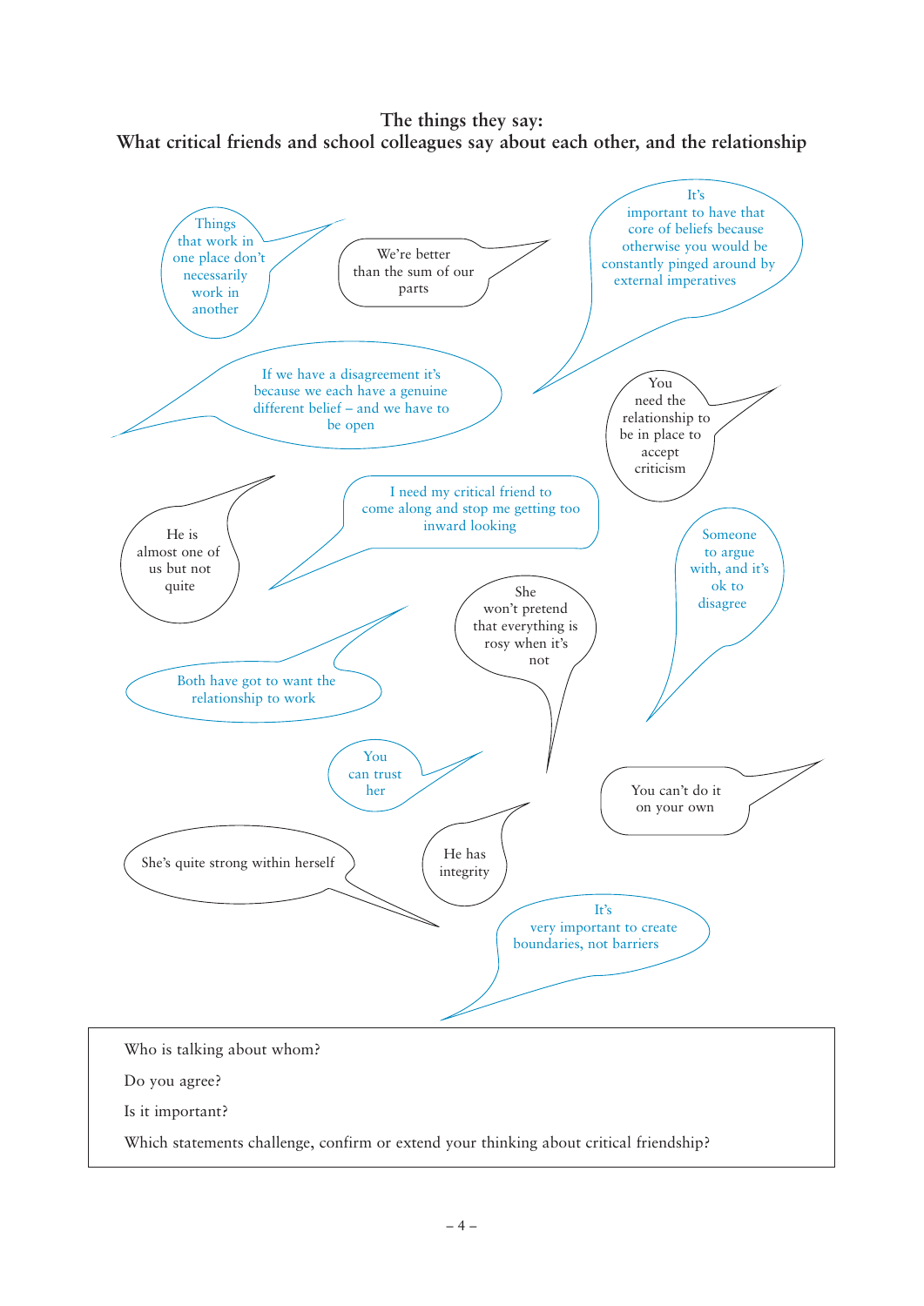## The things they say:
## What critical friends and school colleagues say about each other, and the relationship

Things that work in one place don't necessarily work in another

We're better than the sum of our parts

It's important to have that core of beliefs because otherwise you would be constantly pinged around by external imperatives

If we have a disagreement it's because we each have a genuine different belief – and we have to be open

You need the relationship to be in place to accept criticism

He is almost one of us but not quite

I need my critical friend to come along and stop me getting too inward looking

Someone to argue with, and it's ok to disagree

She won't pretend that everything is rosy when it's not

Both have got to want the relationship to work

You can trust her

You can't do it on your own

She's quite strong within herself

He has integrity

It's very important to create boundaries, not barriers

---

Who is talking about whom?

Do you agree?

Is it important?

Which statements challenge, confirm or extend your thinking about critical friendship?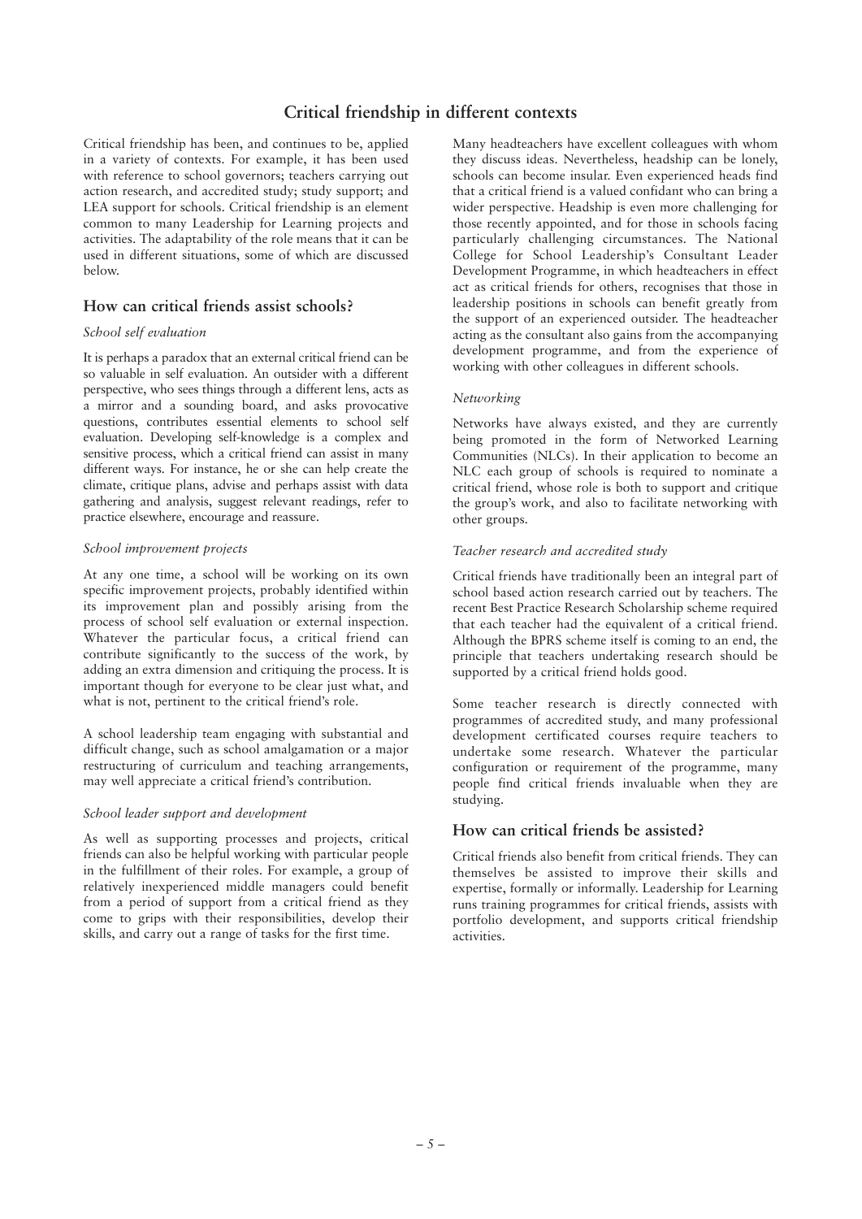## Critical friendship in different contexts

Critical friendship has been, and continues to be, applied in a variety of contexts. For example, it has been used with reference to school governors; teachers carrying out action research, and accredited study; study support; and LEA support for schools. Critical friendship is an element common to many Leadership for Learning projects and activities. The adaptability of the role means that it can be used in different situations, some of which are discussed below.

### How can critical friends assist schools?

*School self evaluation*

It is perhaps a paradox that an external critical friend can be so valuable in self evaluation. An outsider with a different perspective, who sees things through a different lens, acts as a mirror and a sounding board, and asks provocative questions, contributes essential elements to school self evaluation. Developing self-knowledge is a complex and sensitive process, which a critical friend can assist in many different ways. For instance, he or she can help create the climate, critique plans, advise and perhaps assist with data gathering and analysis, suggest relevant readings, refer to practice elsewhere, encourage and reassure.

*School improvement projects*

At any one time, a school will be working on its own specific improvement projects, probably identified within its improvement plan and possibly arising from the process of school self evaluation or external inspection. Whatever the particular focus, a critical friend can contribute significantly to the success of the work, by adding an extra dimension and critiquing the process. It is important though for everyone to be clear just what, and what is not, pertinent to the critical friend's role.

A school leadership team engaging with substantial and difficult change, such as school amalgamation or a major restructuring of curriculum and teaching arrangements, may well appreciate a critical friend's contribution.

*School leader support and development*

As well as supporting processes and projects, critical friends can also be helpful working with particular people in the fulfillment of their roles. For example, a group of relatively inexperienced middle managers could benefit from a period of support from a critical friend as they come to grips with their responsibilities, develop their skills, and carry out a range of tasks for the first time.

Many headteachers have excellent colleagues with whom they discuss ideas. Nevertheless, headship can be lonely, schools can become insular. Even experienced heads find that a critical friend is a valued confidant who can bring a wider perspective. Headship is even more challenging for those recently appointed, and for those in schools facing particularly challenging circumstances. The National College for School Leadership's Consultant Leader Development Programme, in which headteachers in effect act as critical friends for others, recognises that those in leadership positions in schools can benefit greatly from the support of an experienced outsider. The headteacher acting as the consultant also gains from the accompanying development programme, and from the experience of working with other colleagues in different schools.

*Networking*

Networks have always existed, and they are currently being promoted in the form of Networked Learning Communities (NLCs). In their application to become an NLC each group of schools is required to nominate a critical friend, whose role is both to support and critique the group's work, and also to facilitate networking with other groups.

*Teacher research and accredited study*

Critical friends have traditionally been an integral part of school based action research carried out by teachers. The recent Best Practice Research Scholarship scheme required that each teacher had the equivalent of a critical friend. Although the BPRS scheme itself is coming to an end, the principle that teachers undertaking research should be supported by a critical friend holds good.

Some teacher research is directly connected with programmes of accredited study, and many professional development certificated courses require teachers to undertake some research. Whatever the particular configuration or requirement of the programme, many people find critical friends invaluable when they are studying.

### How can critical friends be assisted?

Critical friends also benefit from critical friends. They can themselves be assisted to improve their skills and expertise, formally or informally. Leadership for Learning runs training programmes for critical friends, assists with portfolio development, and supports critical friendship activities.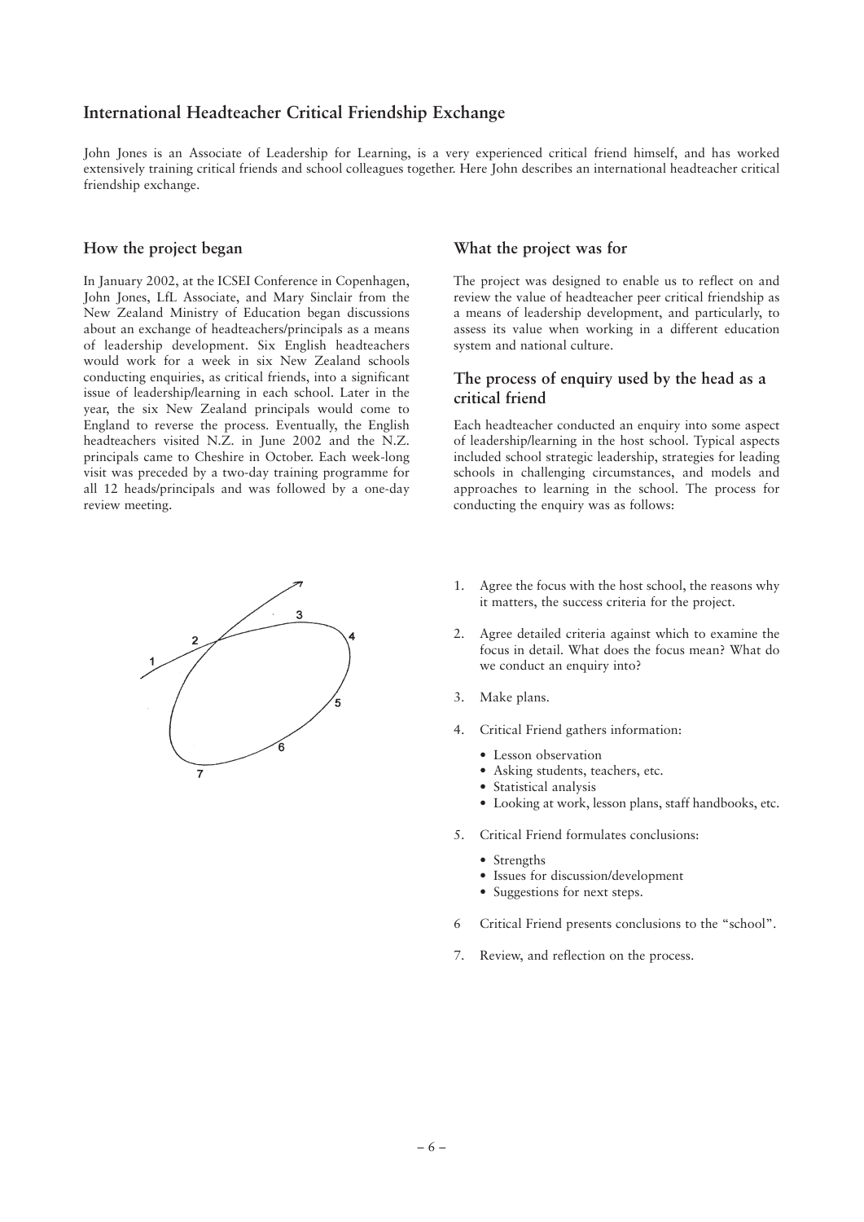## International Headteacher Critical Friendship Exchange

John Jones is an Associate of Leadership for Learning, is a very experienced critical friend himself, and has worked extensively training critical friends and school colleagues together. Here John describes an international headteacher critical friendship exchange.

### How the project began

In January 2002, at the ICSEI Conference in Copenhagen, John Jones, LfL Associate, and Mary Sinclair from the New Zealand Ministry of Education began discussions about an exchange of headteachers/principals as a means of leadership development. Six English headteachers would work for a week in six New Zealand schools conducting enquiries, as critical friends, into a significant issue of leadership/learning in each school. Later in the year, the six New Zealand principals would come to England to reverse the process. Eventually, the English headteachers visited N.Z. in June 2002 and the N.Z. principals came to Cheshire in October. Each week-long visit was preceded by a two-day training programme for all 12 heads/principals and was followed by a one-day review meeting.

### What the project was for

The project was designed to enable us to reflect on and review the value of headteacher peer critical friendship as a means of leadership development, and particularly, to assess its value when working in a different education system and national culture.

### The process of enquiry used by the head as a critical friend

Each headteacher conducted an enquiry into some aspect of leadership/learning in the host school. Typical aspects included school strategic leadership, strategies for leading schools in challenging circumstances, and models and approaches to learning in the school. The process for conducting the enquiry was as follows:

1. Agree the focus with the host school, the reasons why it matters, the success criteria for the project.
2. Agree detailed criteria against which to examine the focus in detail. What does the focus mean? What do we conduct an enquiry into?
3. Make plans.
4. Critical Friend gathers information:
   - Lesson observation
   - Asking students, teachers, etc.
   - Statistical analysis
   - Looking at work, lesson plans, staff handbooks, etc.
5. Critical Friend formulates conclusions:
   - Strengths
   - Issues for discussion/development
   - Suggestions for next steps.
6. Critical Friend presents conclusions to the "school".
7. Review, and reflection on the process.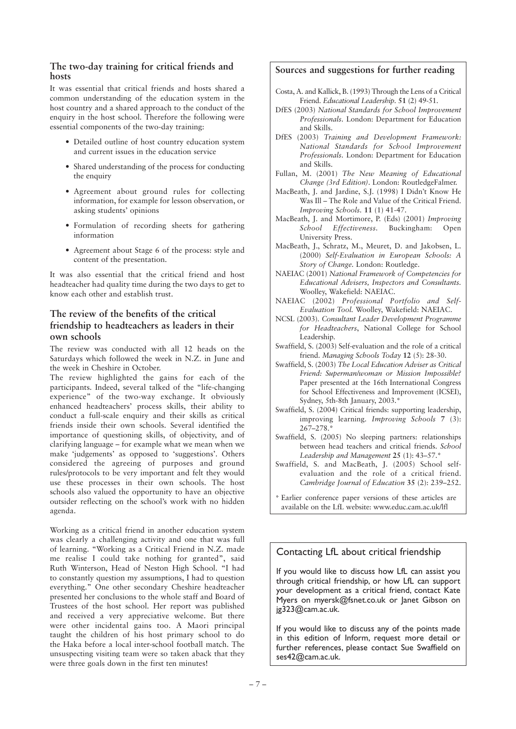## The two-day training for critical friends and hosts

It was essential that critical friends and hosts shared a common understanding of the education system in the host country and a shared approach to the conduct of the enquiry in the host school. Therefore the following were essential components of the two-day training:

- Detailed outline of host country education system and current issues in the education service
- Shared understanding of the process for conducting the enquiry
- Agreement about ground rules for collecting information, for example for lesson observation, or asking students' opinions
- Formulation of recording sheets for gathering information
- Agreement about Stage 6 of the process: style and content of the presentation.

It was also essential that the critical friend and host headteacher had quality time during the two days to get to know each other and establish trust.

## The review of the benefits of the critical friendship to headteachers as leaders in their own schools

The review was conducted with all 12 heads on the Saturdays which followed the week in N.Z. in June and the week in Cheshire in October.

The review highlighted the gains for each of the participants. Indeed, several talked of the "life-changing experience" of the two-way exchange. It obviously enhanced headteachers' process skills, their ability to conduct a full-scale enquiry and their skills as critical friends inside their own schools. Several identified the importance of questioning skills, of objectivity, and of clarifying language – for example what we mean when we make 'judgements' as opposed to 'suggestions'. Others considered the agreeing of purposes and ground rules/protocols to be very important and felt they would use these processes in their own schools. The host schools also valued the opportunity to have an objective outsider reflecting on the school's work with no hidden agenda.

Working as a critical friend in another education system was clearly a challenging activity and one that was full of learning. "Working as a Critical Friend in N.Z. made me realise I could take nothing for granted", said Ruth Winterson, Head of Neston High School. "I had to constantly question my assumptions, I had to question everything." One other secondary Cheshire headteacher presented her conclusions to the whole staff and Board of Trustees of the host school. Her report was published and received a very appreciative welcome. But there were other incidental gains too. A Maori principal taught the children of his host primary school to do the Haka before a local inter-school football match. The unsuspecting visiting team were so taken aback that they were three goals down in the first ten minutes!

## Sources and suggestions for further reading

Costa, A. and Kallick, B. (1993) Through the Lens of a Critical Friend. *Educational Leadership.* **51** (2) 49-51.

DfES (2003) *National Standards for School Improvement Professionals.* London: Department for Education and Skills.

DfES (2003) *Training and Development Framework: National Standards for School Improvement Professionals.* London: Department for Education and Skills.

Fullan, M. (2001) *The New Meaning of Educational Change (3rd Edition).* London: RoutledgeFalmer.

MacBeath, J. and Jardine, S.J. (1998) I Didn't Know He Was Ill – The Role and Value of the Critical Friend. *Improving Schools.* **11** (1) 41-47.

MacBeath, J. and Mortimore, P. (Eds) (2001) *Improving School Effectiveness.* Buckingham: Open University Press.

MacBeath, J., Schratz, M., Meuret, D. and Jakobsen, L. (2000) *Self-Evaluation in European Schools: A Story of Change.* London: Routledge.

NAEIAC (2001) *National Framework of Competencies for Educational Advisers, Inspectors and Consultants.* Woolley, Wakefield: NAEIAC.

NAEIAC (2002) *Professional Portfolio and Self-Evaluation Tool.* Woolley, Wakefield: NAEIAC.

NCSL (2003). *Consultant Leader Development Programme for Headteachers*, National College for School Leadership.

Swaffield, S. (2003) Self-evaluation and the role of a critical friend. *Managing Schools Today* **12** (5): 28-30.

Swaffield, S. (2003) *The Local Education Adviser as Critical Friend: Superman/woman or Mission Impossible?* Paper presented at the 16th International Congress for School Effectiveness and Improvement (ICSEI), Sydney, 5th-8th January, 2003.*

Swaffield, S. (2004) Critical friends: supporting leadership, improving learning. *Improving Schools* **7** (3): 267–278.*

Swaffield, S. (2005) No sleeping partners: relationships between head teachers and critical friends. *School Leadership and Management* **25** (1): 43–57.*

Swaffield, S. and MacBeath, J. (2005) School self-evaluation and the role of a critical friend. *Cambridge Journal of Education* **35** (2): 239–252.

\* Earlier conference paper versions of these articles are available on the LfL website: www.educ.cam.ac.uk/lfl

## Contacting LfL about critical friendship

If you would like to discuss how LfL can assist you through critical friendship, or how LfL can support your development as a critical friend, contact Kate Myers on myersk@fsnet.co.uk or Janet Gibson on jg323@cam.ac.uk.

If you would like to discuss any of the points made in this edition of Inform, request more detail or further references, please contact Sue Swaffield on ses42@cam.ac.uk.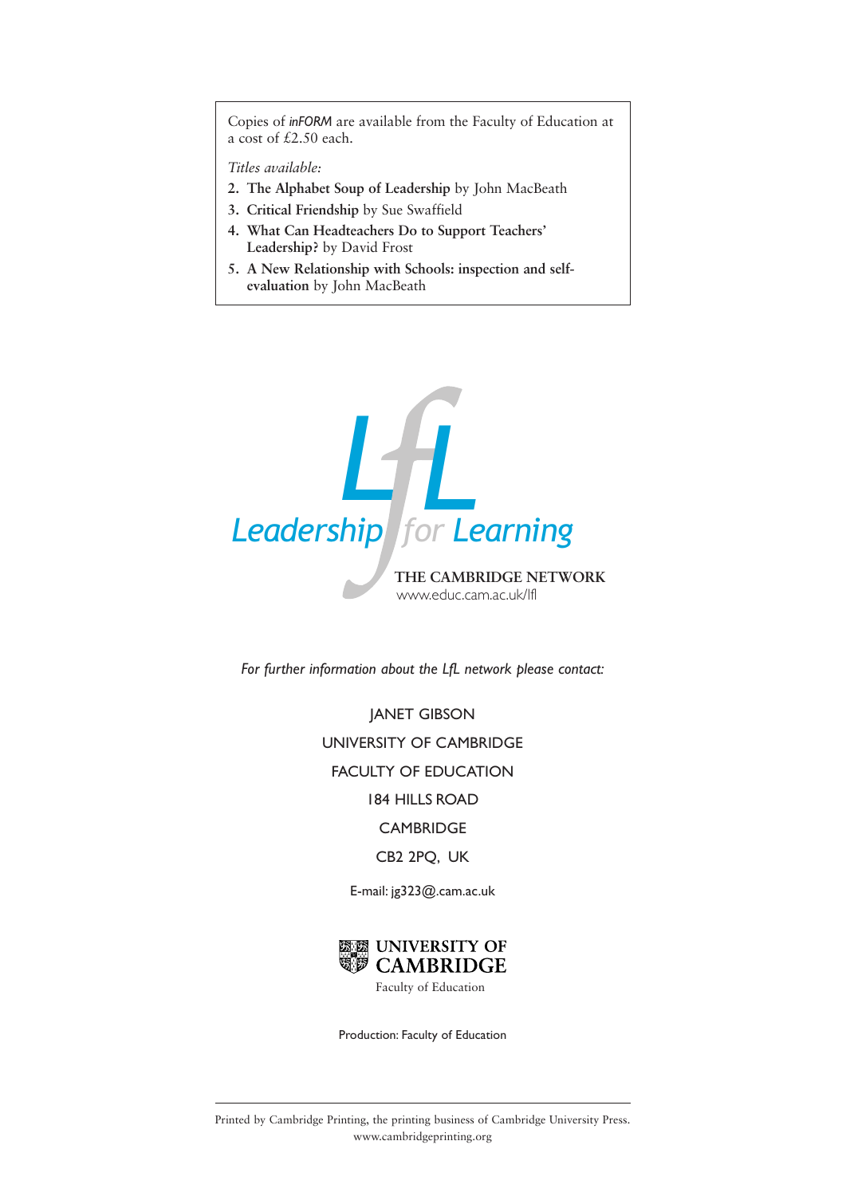Copies of *inFORM* are available from the Faculty of Education at a cost of £2.50 each.

*Titles available:*

2. **The Alphabet Soup of Leadership** by John MacBeath
3. **Critical Friendship** by Sue Swaffield
4. **What Can Headteachers Do to Support Teachers' Leadership?** by David Frost
5. **A New Relationship with Schools: inspection and self-evaluation** by John MacBeath

LfL

*Leadership for Learning*

THE CAMBRIDGE NETWORK
www.educ.cam.ac.uk/lfl

*For further information about the LfL network please contact:*

JANET GIBSON
UNIVERSITY OF CAMBRIDGE
FACULTY OF EDUCATION
184 HILLS ROAD
CAMBRIDGE
CB2 2PQ, UK

E-mail: jg323@.cam.ac.uk

UNIVERSITY OF CAMBRIDGE
Faculty of Education

Production: Faculty of Education

Printed by Cambridge Printing, the printing business of Cambridge University Press.
www.cambridgeprinting.org